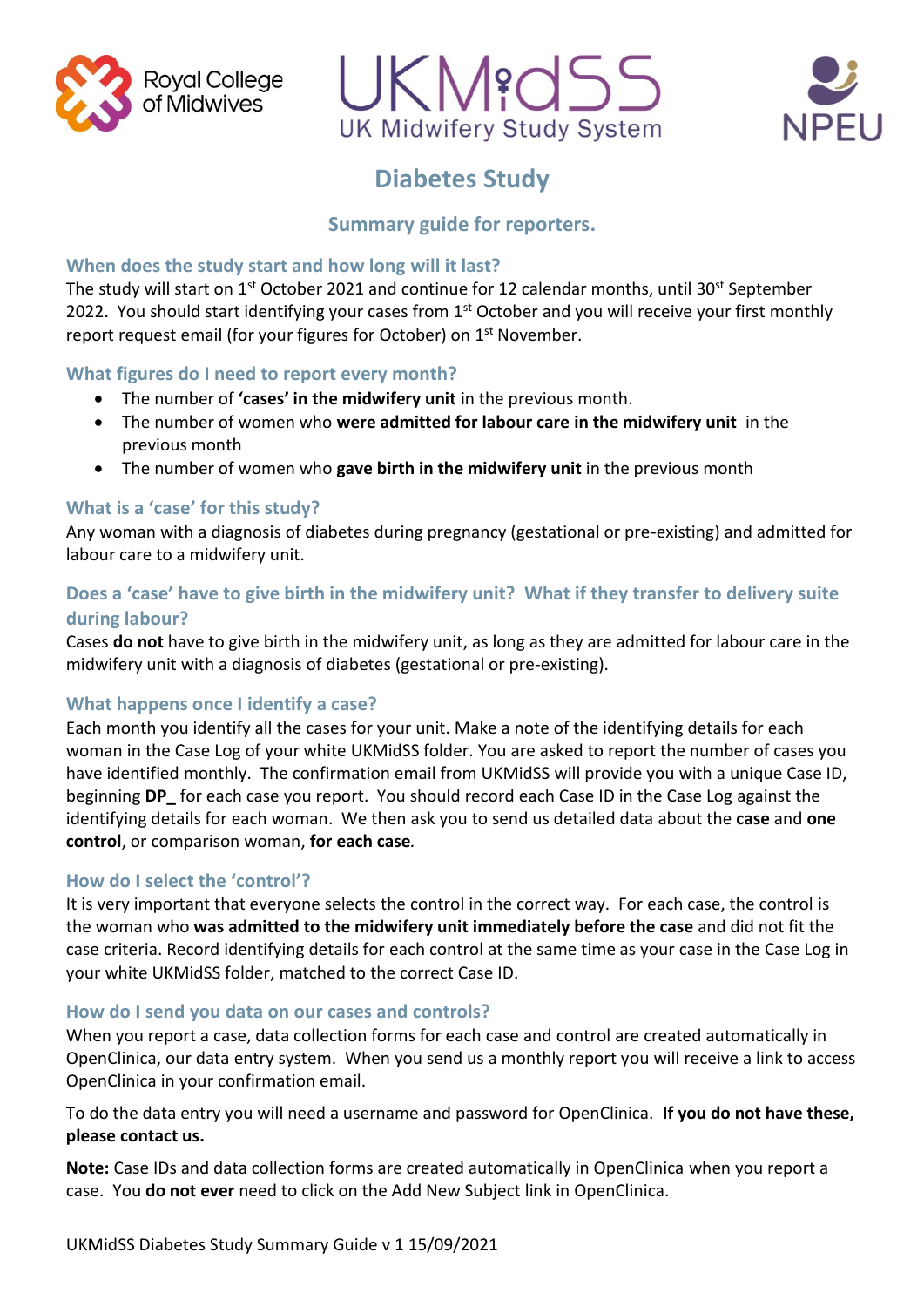Royal College of Midwives

UKMidSS UK Midwifery Study System

NPEU

# Diabetes Study

## Summary guide for reporters.

### When does the study start and how long will it last?

The study will start on 1st October 2021 and continue for 12 calendar months, until 30th September 2022. You should start identifying your cases from 1st October and you will receive your first monthly report request email (for your figures for October) on 1st November.

### What figures do I need to report every month?

- The number of **'cases' in the midwifery unit** in the previous month.
- The number of women who **were admitted for labour care in the midwifery unit** in the previous month
- The number of women who **gave birth in the midwifery unit** in the previous month

### What is a 'case' for this study?

Any woman with a diagnosis of diabetes during pregnancy (gestational or pre-existing) and admitted for labour care to a midwifery unit.

### Does a 'case' have to give birth in the midwifery unit? What if they transfer to delivery suite during labour?

Cases **do not** have to give birth in the midwifery unit, as long as they are admitted for labour care in the midwifery unit with a diagnosis of diabetes (gestational or pre-existing).

### What happens once I identify a case?

Each month you identify all the cases for your unit. Make a note of the identifying details for each woman in the Case Log of your white UKMidSS folder. You are asked to report the number of cases you have identified monthly. The confirmation email from UKMidSS will provide you with a unique Case ID, beginning **DP_** for each case you report. You should record each Case ID in the Case Log against the identifying details for each woman. We then ask you to send us detailed data about the **case** and **one control**, or comparison woman, **for each case**.

### How do I select the 'control'?

It is very important that everyone selects the control in the correct way. For each case, the control is the woman who **was admitted to the midwifery unit immediately before the case** and did not fit the case criteria. Record identifying details for each control at the same time as your case in the Case Log in your white UKMidSS folder, matched to the correct Case ID.

### How do I send you data on our cases and controls?

When you report a case, data collection forms for each case and control are created automatically in OpenClinica, our data entry system. When you send us a monthly report you will receive a link to access OpenClinica in your confirmation email.

To do the data entry you will need a username and password for OpenClinica. **If you do not have these, please contact us.**

**Note:** Case IDs and data collection forms are created automatically in OpenClinica when you report a case. You **do not ever** need to click on the Add New Subject link in OpenClinica.

UKMidSS Diabetes Study Summary Guide v 1 15/09/2021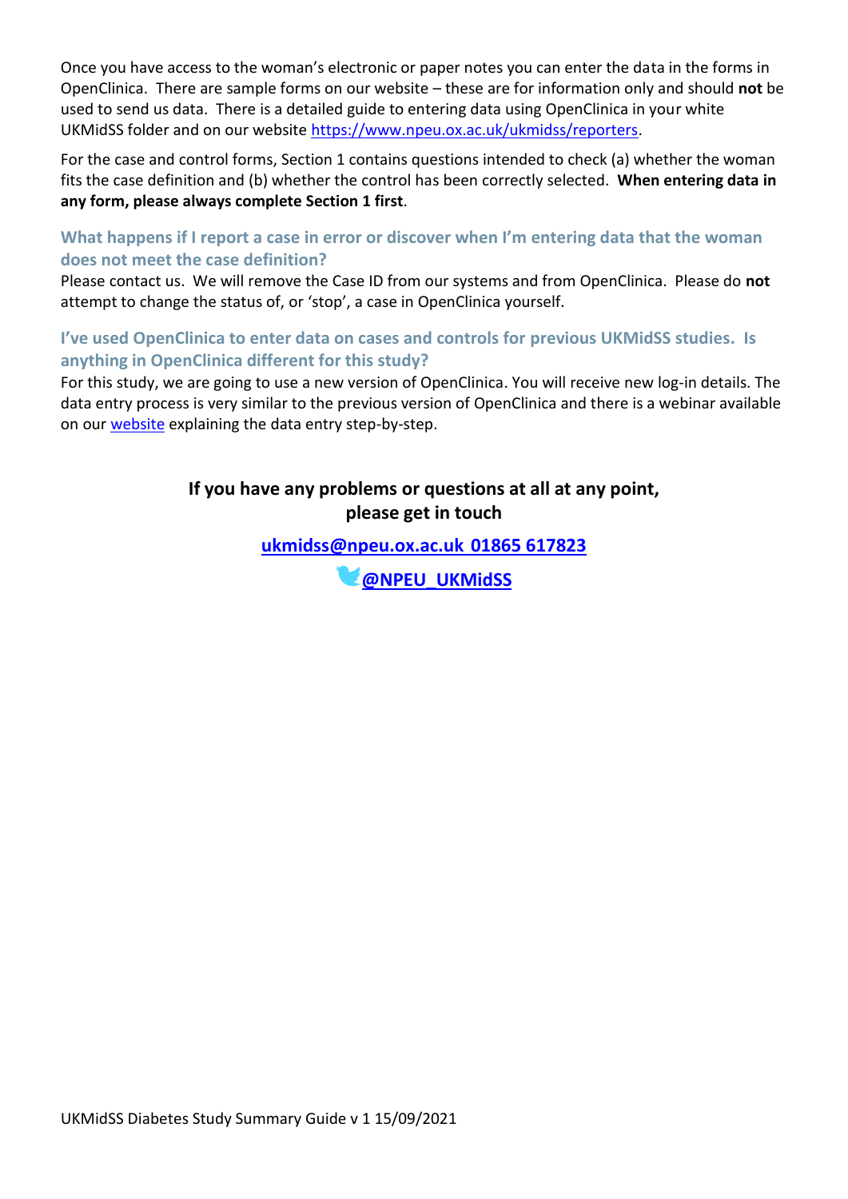Once you have access to the woman's electronic or paper notes you can enter the data in the forms in OpenClinica. There are sample forms on our website – these are for information only and should **not** be used to send us data. There is a detailed guide to entering data using OpenClinica in your white UKMidSS folder and on our website [https://www.npeu.ox.ac.uk/ukmidss/reporters](https://www.npeu.ox.ac.uk/ukmidss/reporters).

For the case and control forms, Section 1 contains questions intended to check (a) whether the woman fits the case definition and (b) whether the control has been correctly selected. **When entering data in any form, please always complete Section 1 first**.

### What happens if I report a case in error or discover when I'm entering data that the woman does not meet the case definition?

Please contact us. We will remove the Case ID from our systems and from OpenClinica. Please do **not** attempt to change the status of, or 'stop', a case in OpenClinica yourself.

### I've used OpenClinica to enter data on cases and controls for previous UKMidSS studies. Is anything in OpenClinica different for this study?

For this study, we are going to use a new version of OpenClinica. You will receive new log-in details. The data entry process is very similar to the previous version of OpenClinica and there is a webinar available on our website explaining the data entry step-by-step.

**If you have any problems or questions at all at any point, please get in touch**

**ukmidss@npeu.ox.ac.uk 01865 617823**

**@NPEU_UKMidSS**

UKMidSS Diabetes Study Summary Guide v 1 15/09/2021